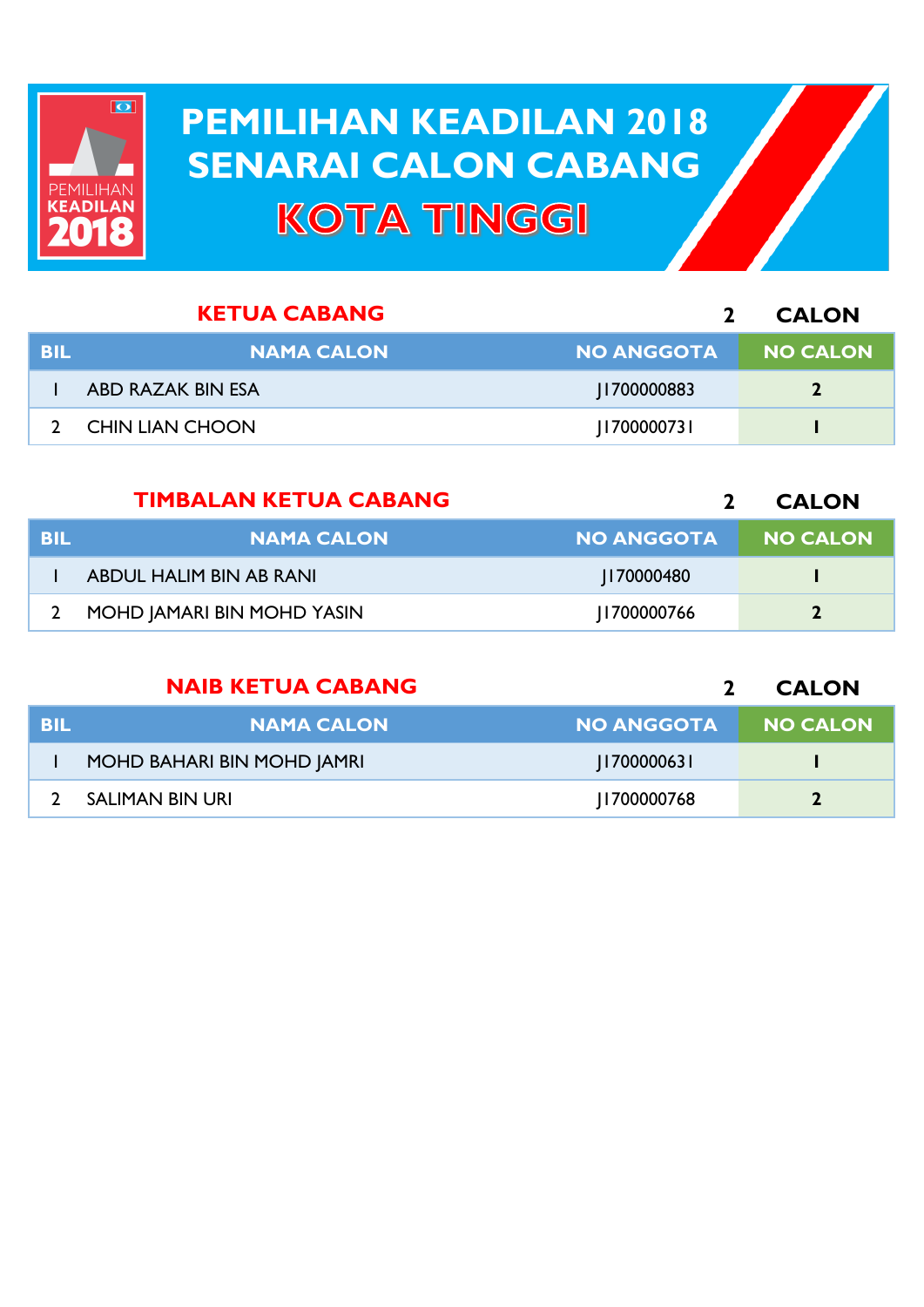# PEMILIHAN KEADILAN 2018
# SENARAI CALON CABANG
# KOTA TINGGI

## KETUA CABANG

**2 CALON**

| BIL | NAMA CALON | NO ANGGOTA | NO CALON |
|---|---|---|---|
| 1 | ABD RAZAK BIN ESA | J1700000883 | 2 |
| 2 | CHIN LIAN CHOON | J1700000731 | 1 |

## TIMBALAN KETUA CABANG

**2 CALON**

| BIL | NAMA CALON | NO ANGGOTA | NO CALON |
|---|---|---|---|
| 1 | ABDUL HALIM BIN AB RANI | J170000480 | 1 |
| 2 | MOHD JAMARI BIN MOHD YASIN | J1700000766 | 2 |

## NAIB KETUA CABANG

**2 CALON**

| BIL | NAMA CALON | NO ANGGOTA | NO CALON |
|---|---|---|---|
| 1 | MOHD BAHARI BIN MOHD JAMRI | J1700000631 | 1 |
| 2 | SALIMAN BIN URI | J1700000768 | 2 |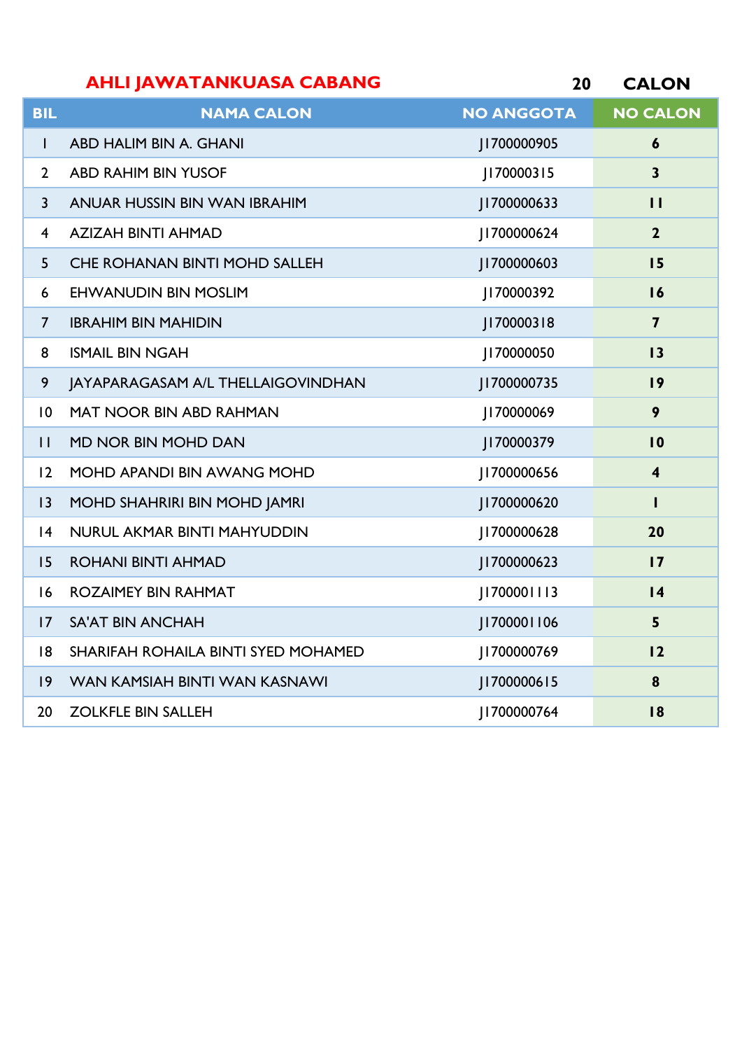**AHLI JAWATANKUASA CABANG** **20 CALON**

| BIL | NAMA CALON | NO ANGGOTA | NO CALON |
|---|---|---|---|
| 1 | ABD HALIM BIN A. GHANI | J1700000905 | 6 |
| 2 | ABD RAHIM BIN YUSOF | J170000315 | 3 |
| 3 | ANUAR HUSSIN BIN WAN IBRAHIM | J1700000633 | 11 |
| 4 | AZIZAH BINTI AHMAD | J1700000624 | 2 |
| 5 | CHE ROHANAN BINTI MOHD SALLEH | J1700000603 | 15 |
| 6 | EHWANUDIN BIN MOSLIM | J170000392 | 16 |
| 7 | IBRAHIM BIN MAHIDIN | J170000318 | 7 |
| 8 | ISMAIL BIN NGAH | J170000050 | 13 |
| 9 | JAYAPARAGASAM A/L THELLAIGOVINDHAN | J1700000735 | 19 |
| 10 | MAT NOOR BIN ABD RAHMAN | J170000069 | 9 |
| 11 | MD NOR BIN MOHD DAN | J170000379 | 10 |
| 12 | MOHD APANDI BIN AWANG MOHD | J1700000656 | 4 |
| 13 | MOHD SHAHRIRI BIN MOHD JAMRI | J1700000620 | 1 |
| 14 | NURUL AKMAR BINTI MAHYUDDIN | J1700000628 | 20 |
| 15 | ROHANI BINTI AHMAD | J1700000623 | 17 |
| 16 | ROZAIMEY BIN RAHMAT | J1700001113 | 14 |
| 17 | SA'AT BIN ANCHAH | J1700001106 | 5 |
| 18 | SHARIFAH ROHAILA BINTI SYED MOHAMED | J1700000769 | 12 |
| 19 | WAN KAMSIAH BINTI WAN KASNAWI | J1700000615 | 8 |
| 20 | ZOLKFLE BIN SALLEH | J1700000764 | 18 |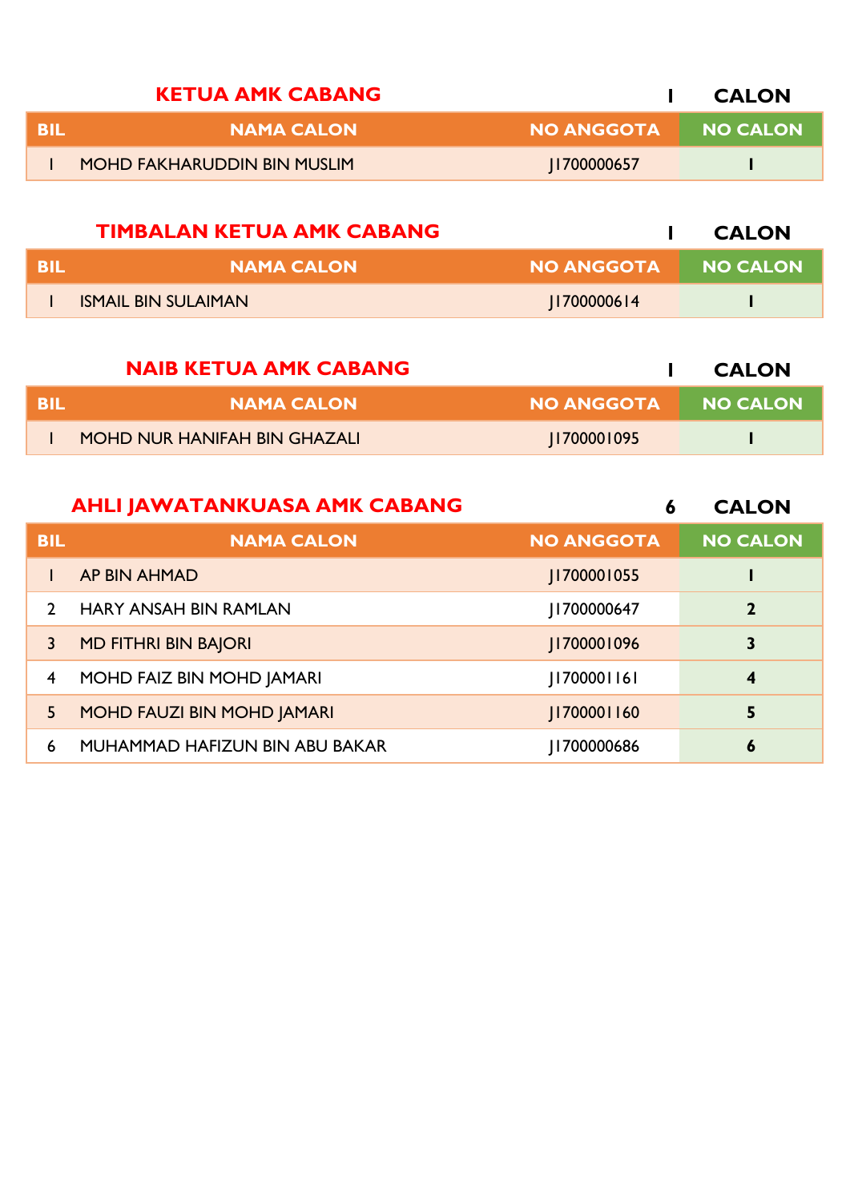## KETUA AMK CABANG

**1 CALON**

| BIL | NAMA CALON | NO ANGGOTA | NO CALON |
|---|---|---|---|
| 1 | MOHD FAKHARUDDIN BIN MUSLIM | J1700000657 | **1** |

## TIMBALAN KETUA AMK CABANG

**1 CALON**

| BIL | NAMA CALON | NO ANGGOTA | NO CALON |
|---|---|---|---|
| 1 | ISMAIL BIN SULAIMAN | J1700000614 | **1** |

## NAIB KETUA AMK CABANG

**1 CALON**

| BIL | NAMA CALON | NO ANGGOTA | NO CALON |
|---|---|---|---|
| 1 | MOHD NUR HANIFAH BIN GHAZALI | J1700001095 | **1** |

## AHLI JAWATANKUASA AMK CABANG

**6 CALON**

| BIL | NAMA CALON | NO ANGGOTA | NO CALON |
|---|---|---|---|
| 1 | AP BIN AHMAD | J1700001055 | **1** |
| 2 | HARY ANSAH BIN RAMLAN | J1700000647 | **2** |
| 3 | MD FITHRI BIN BAJORI | J1700001096 | **3** |
| 4 | MOHD FAIZ BIN MOHD JAMARI | J1700001161 | **4** |
| 5 | MOHD FAUZI BIN MOHD JAMARI | J1700001160 | **5** |
| 6 | MUHAMMAD HAFIZUN BIN ABU BAKAR | J1700000686 | **6** |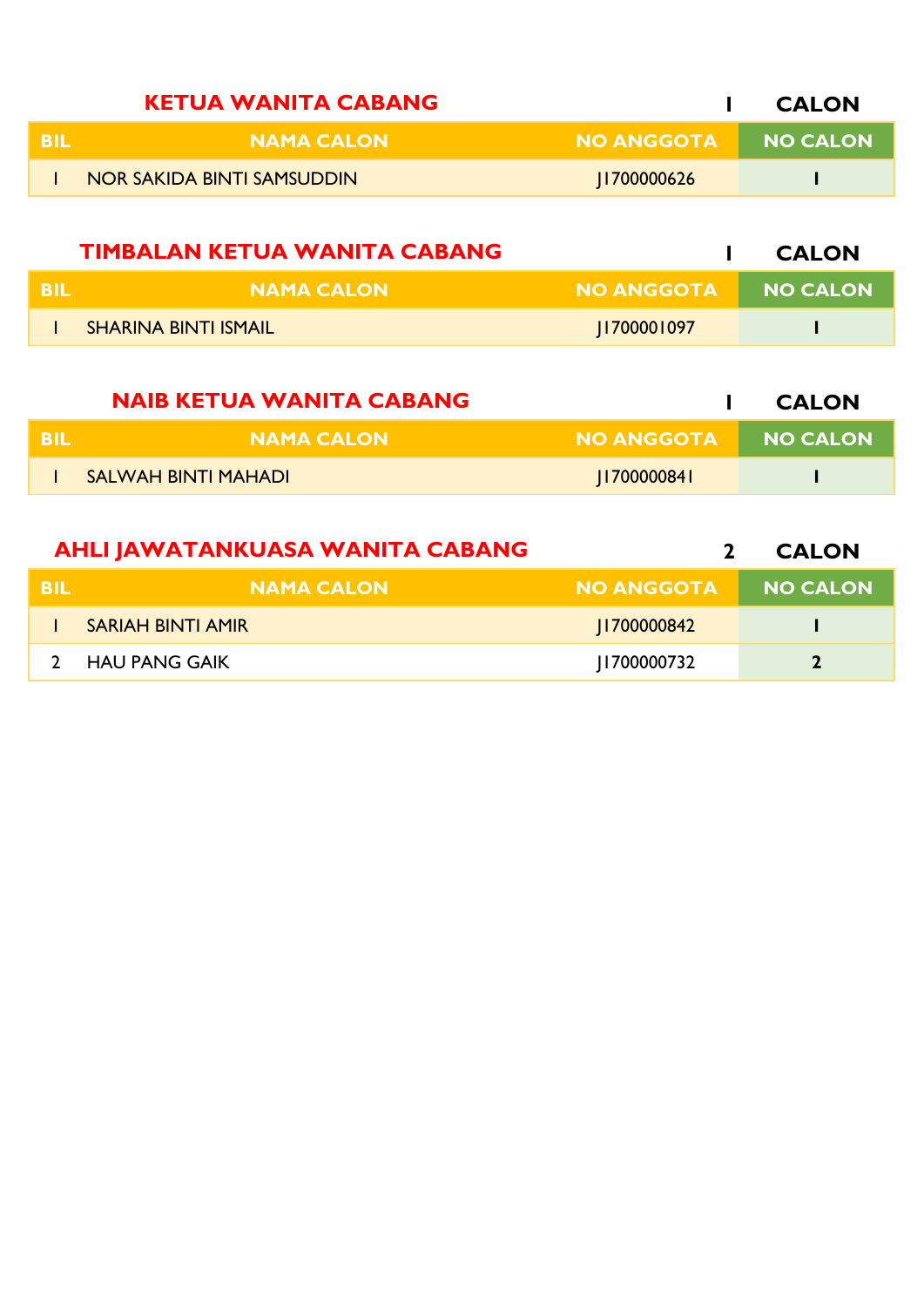## KETUA WANITA CABANG

**1 CALON**

| BIL | NAMA CALON | NO ANGGOTA | NO CALON |
|---|---|---|---|
| 1 | NOR SAKIDA BINTI SAMSUDDIN | J1700000626 | 1 |

## TIMBALAN KETUA WANITA CABANG

**1 CALON**

| BIL | NAMA CALON | NO ANGGOTA | NO CALON |
|---|---|---|---|
| 1 | SHARINA BINTI ISMAIL | J1700001097 | 1 |

## NAIB KETUA WANITA CABANG

**1 CALON**

| BIL | NAMA CALON | NO ANGGOTA | NO CALON |
|---|---|---|---|
| 1 | SALWAH BINTI MAHADI | J1700000841 | 1 |

## AHLI JAWATANKUASA WANITA CABANG

**2 CALON**

| BIL | NAMA CALON | NO ANGGOTA | NO CALON |
|---|---|---|---|
| 1 | SARIAH BINTI AMIR | J1700000842 | 1 |
| 2 | HAU PANG GAIK | J1700000732 | 2 |